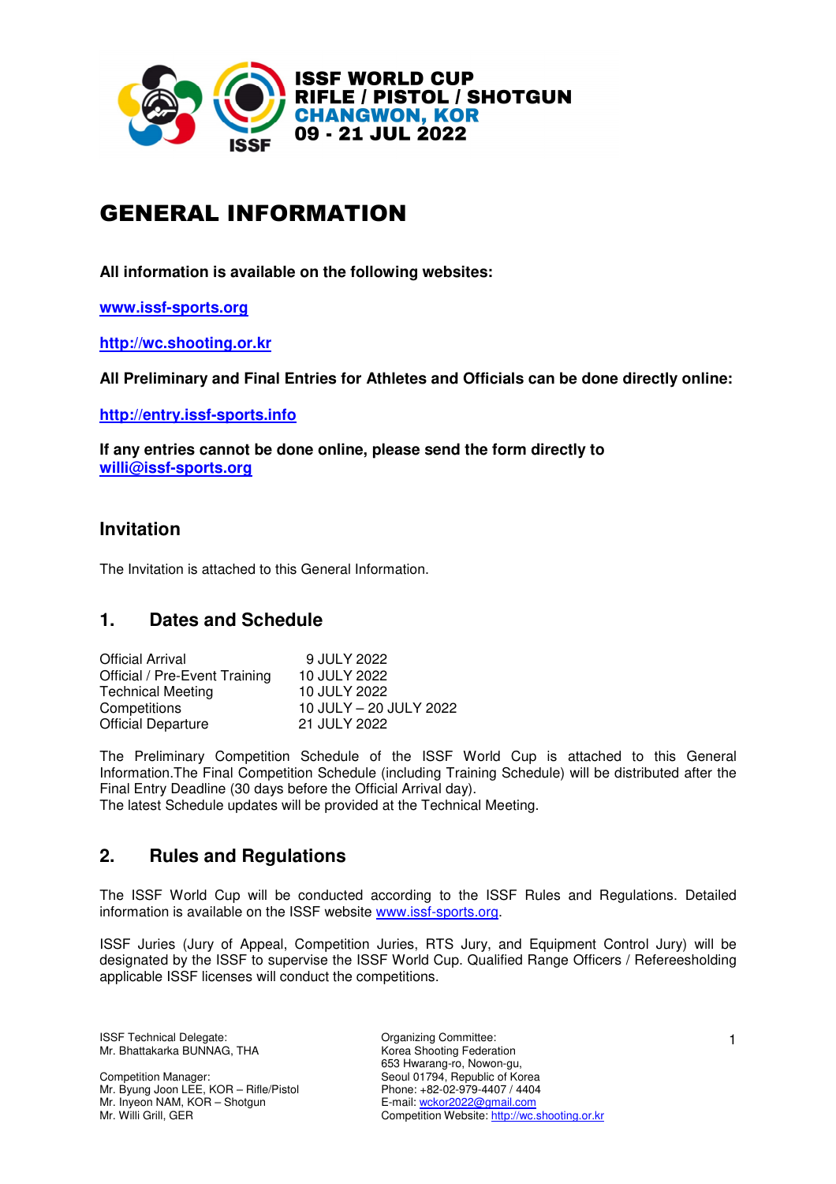**ISSF WORLD CUP**
**RIFLE / PISTOL / SHOTGUN**
**CHANGWON, KOR**
**09 - 21 JUL 2022**

# GENERAL INFORMATION

**All information is available on the following websites:**

**www.issf-sports.org**

**http://wc.shooting.or.kr**

**All Preliminary and Final Entries for Athletes and Officials can be done directly online:**

**http://entry.issf-sports.info**

**If any entries cannot be done online, please send the form directly to willi@issf-sports.org**

## Invitation

The Invitation is attached to this General Information.

## 1. Dates and Schedule

| | |
|---|---|
| Official Arrival | 9 JULY 2022 |
| Official / Pre-Event Training | 10 JULY 2022 |
| Technical Meeting | 10 JULY 2022 |
| Competitions | 10 JULY – 20 JULY 2022 |
| Official Departure | 21 JULY 2022 |

The Preliminary Competition Schedule of the ISSF World Cup is attached to this General Information.The Final Competition Schedule (including Training Schedule) will be distributed after the Final Entry Deadline (30 days before the Official Arrival day).
The latest Schedule updates will be provided at the Technical Meeting.

## 2. Rules and Regulations

The ISSF World Cup will be conducted according to the ISSF Rules and Regulations. Detailed information is available on the ISSF website www.issf-sports.org.

ISSF Juries (Jury of Appeal, Competition Juries, RTS Jury, and Equipment Control Jury) will be designated by the ISSF to supervise the ISSF World Cup. Qualified Range Officers / Refereesholding applicable ISSF licenses will conduct the competitions.

ISSF Technical Delegate:
Mr. Bhattakarka BUNNAG, THA

Competition Manager:
Mr. Byung Joon LEE, KOR – Rifle/Pistol
Mr. Inyeon NAM, KOR – Shotgun
Mr. Willi Grill, GER

Organizing Committee:
Korea Shooting Federation
653 Hwarang-ro, Nowon-gu,
Seoul 01794, Republic of Korea
Phone: +82-02-979-4407 / 4404
E-mail: wckor2022@gmail.com
Competition Website: http://wc.shooting.or.kr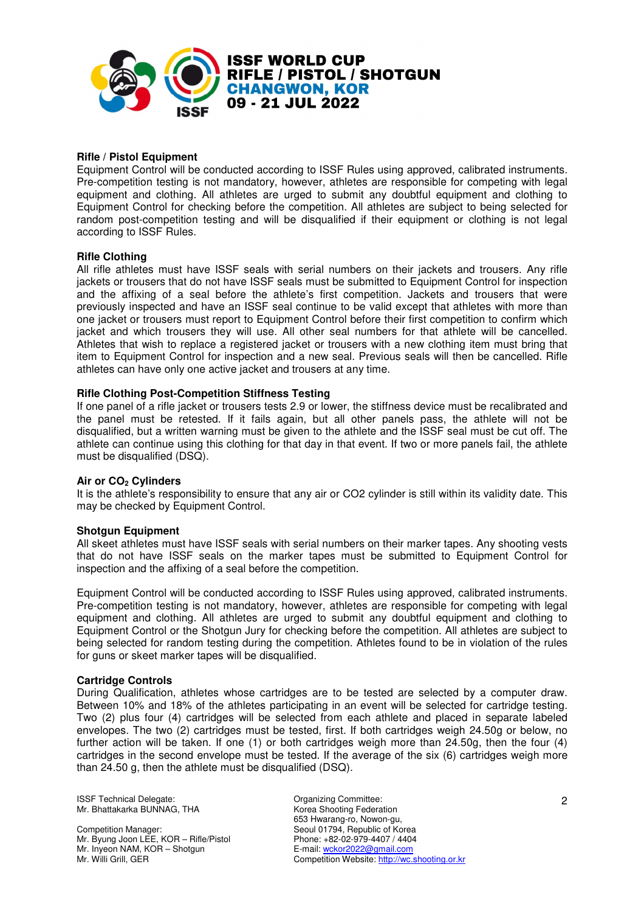### Rifle / Pistol Equipment

Equipment Control will be conducted according to ISSF Rules using approved, calibrated instruments. Pre-competition testing is not mandatory, however, athletes are responsible for competing with legal equipment and clothing. All athletes are urged to submit any doubtful equipment and clothing to Equipment Control for checking before the competition. All athletes are subject to being selected for random post-competition testing and will be disqualified if their equipment or clothing is not legal according to ISSF Rules.

### Rifle Clothing

All rifle athletes must have ISSF seals with serial numbers on their jackets and trousers. Any rifle jackets or trousers that do not have ISSF seals must be submitted to Equipment Control for inspection and the affixing of a seal before the athlete's first competition. Jackets and trousers that were previously inspected and have an ISSF seal continue to be valid except that athletes with more than one jacket or trousers must report to Equipment Control before their first competition to confirm which jacket and which trousers they will use. All other seal numbers for that athlete will be cancelled. Athletes that wish to replace a registered jacket or trousers with a new clothing item must bring that item to Equipment Control for inspection and a new seal. Previous seals will then be cancelled. Rifle athletes can have only one active jacket and trousers at any time.

### Rifle Clothing Post-Competition Stiffness Testing

If one panel of a rifle jacket or trousers tests 2.9 or lower, the stiffness device must be recalibrated and the panel must be retested. If it fails again, but all other panels pass, the athlete will not be disqualified, but a written warning must be given to the athlete and the ISSF seal must be cut off. The athlete can continue using this clothing for that day in that event. If two or more panels fail, the athlete must be disqualified (DSQ).

### Air or $CO_2$ Cylinders

It is the athlete's responsibility to ensure that any air or CO2 cylinder is still within its validity date. This may be checked by Equipment Control.

### Shotgun Equipment

All skeet athletes must have ISSF seals with serial numbers on their marker tapes. Any shooting vests that do not have ISSF seals on the marker tapes must be submitted to Equipment Control for inspection and the affixing of a seal before the competition.

Equipment Control will be conducted according to ISSF Rules using approved, calibrated instruments. Pre-competition testing is not mandatory, however, athletes are responsible for competing with legal equipment and clothing. All athletes are urged to submit any doubtful equipment and clothing to Equipment Control or the Shotgun Jury for checking before the competition. All athletes are subject to being selected for random testing during the competition. Athletes found to be in violation of the rules for guns or skeet marker tapes will be disqualified.

### Cartridge Controls

During Qualification, athletes whose cartridges are to be tested are selected by a computer draw. Between 10% and 18% of the athletes participating in an event will be selected for cartridge testing. Two (2) plus four (4) cartridges will be selected from each athlete and placed in separate labeled envelopes. The two (2) cartridges must be tested, first. If both cartridges weigh 24.50g or below, no further action will be taken. If one (1) or both cartridges weigh more than 24.50g, then the four (4) cartridges in the second envelope must be tested. If the average of the six (6) cartridges weigh more than 24.50 g, then the athlete must be disqualified (DSQ).

ISSF Technical Delegate:
Mr. Bhattakarka BUNNAG, THA

Competition Manager:
Mr. Byung Joon LEE, KOR – Rifle/Pistol
Mr. Inyeon NAM, KOR – Shotgun
Mr. Willi Grill, GER

Organizing Committee:
Korea Shooting Federation
653 Hwarang-ro, Nowon-gu,
Seoul 01794, Republic of Korea
Phone: +82-02-979-4407 / 4404
E-mail: wckor2022@gmail.com
Competition Website: http://wc.shooting.or.kr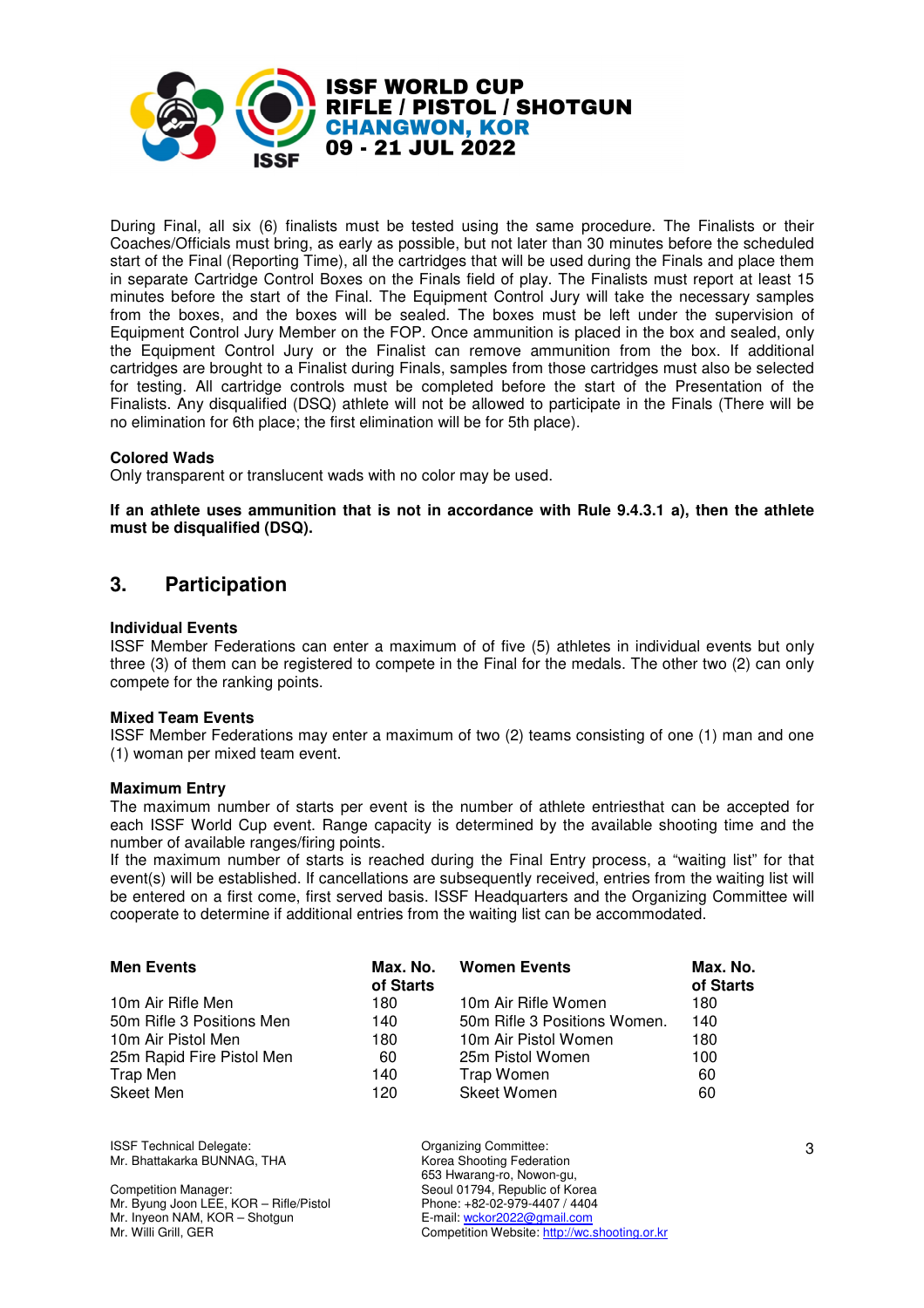During Final, all six (6) finalists must be tested using the same procedure. The Finalists or their Coaches/Officials must bring, as early as possible, but not later than 30 minutes before the scheduled start of the Final (Reporting Time), all the cartridges that will be used during the Finals and place them in separate Cartridge Control Boxes on the Finals field of play. The Finalists must report at least 15 minutes before the start of the Final. The Equipment Control Jury will take the necessary samples from the boxes, and the boxes will be sealed. The boxes must be left under the supervision of Equipment Control Jury Member on the FOP. Once ammunition is placed in the box and sealed, only the Equipment Control Jury or the Finalist can remove ammunition from the box. If additional cartridges are brought to a Finalist during Finals, samples from those cartridges must also be selected for testing. All cartridge controls must be completed before the start of the Presentation of the Finalists. Any disqualified (DSQ) athlete will not be allowed to participate in the Finals (There will be no elimination for 6th place; the first elimination will be for 5th place).

**Colored Wads**
Only transparent or translucent wads with no color may be used.

**If an athlete uses ammunition that is not in accordance with Rule 9.4.3.1 a), then the athlete must be disqualified (DSQ).**

## 3. Participation

**Individual Events**
ISSF Member Federations can enter a maximum of of five (5) athletes in individual events but only three (3) of them can be registered to compete in the Final for the medals. The other two (2) can only compete for the ranking points.

**Mixed Team Events**
ISSF Member Federations may enter a maximum of two (2) teams consisting of one (1) man and one (1) woman per mixed team event.

**Maximum Entry**
The maximum number of starts per event is the number of athlete entriesthat can be accepted for each ISSF World Cup event. Range capacity is determined by the available shooting time and the number of available ranges/firing points.
If the maximum number of starts is reached during the Final Entry process, a "waiting list" for that event(s) will be established. If cancellations are subsequently received, entries from the waiting list will be entered on a first come, first served basis. ISSF Headquarters and the Organizing Committee will cooperate to determine if additional entries from the waiting list can be accommodated.

| Men Events | Max. No. of Starts | Women Events | Max. No. of Starts |
|---|---|---|---|
| 10m Air Rifle Men | 180 | 10m Air Rifle Women | 180 |
| 50m Rifle 3 Positions Men | 140 | 50m Rifle 3 Positions Women. | 140 |
| 10m Air Pistol Men | 180 | 10m Air Pistol Women | 180 |
| 25m Rapid Fire Pistol Men | 60 | 25m Pistol Women | 100 |
| Trap Men | 140 | Trap Women | 60 |
| Skeet Men | 120 | Skeet Women | 60 |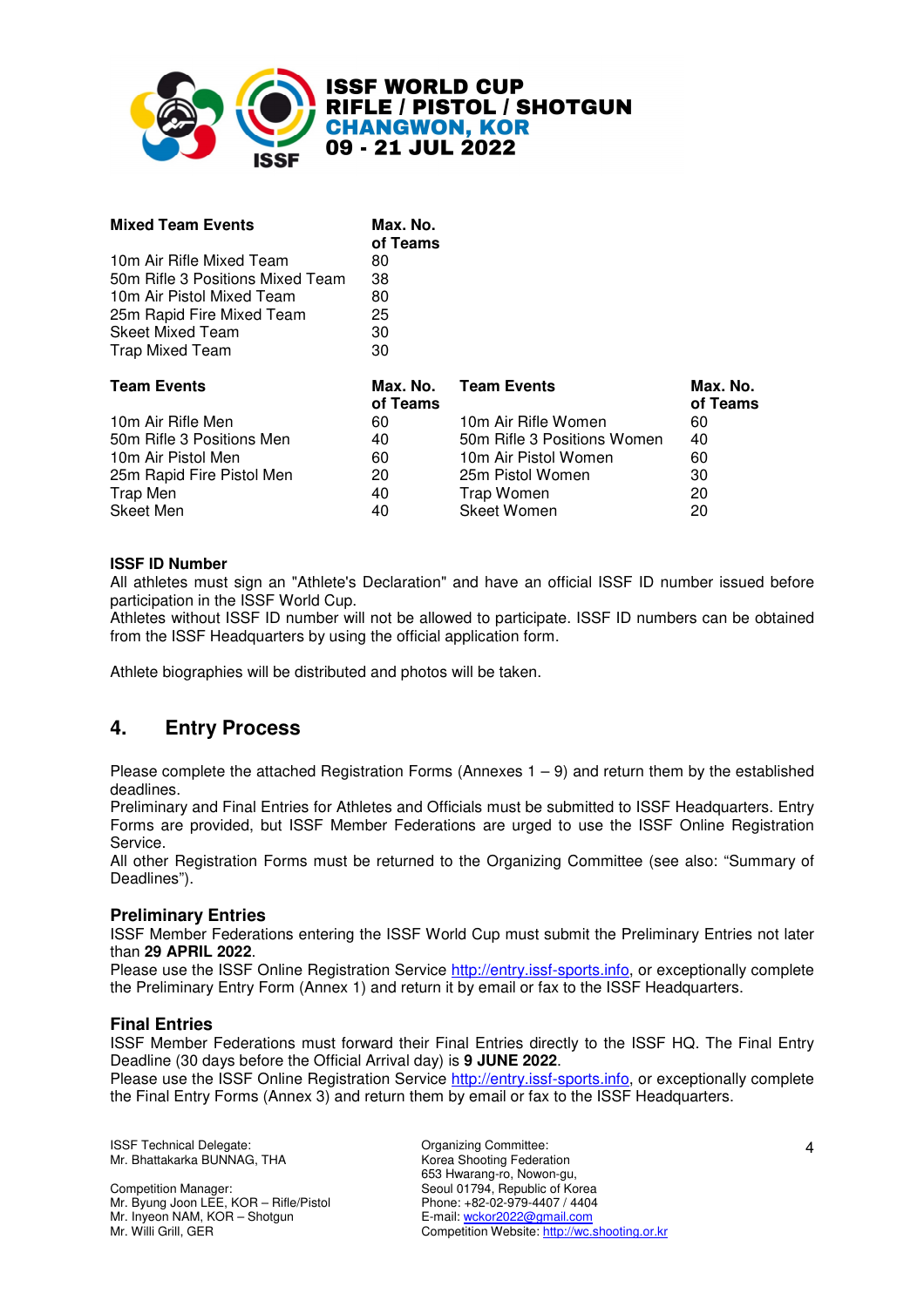| Mixed Team Events | Max. No. of Teams |
|---|---|
| 10m Air Rifle Mixed Team | 80 |
| 50m Rifle 3 Positions Mixed Team | 38 |
| 10m Air Pistol Mixed Team | 80 |
| 25m Rapid Fire Mixed Team | 25 |
| Skeet Mixed Team | 30 |
| Trap Mixed Team | 30 |

| Team Events | Max. No. of Teams | Team Events | Max. No. of Teams |
|---|---|---|---|
| 10m Air Rifle Men | 60 | 10m Air Rifle Women | 60 |
| 50m Rifle 3 Positions Men | 40 | 50m Rifle 3 Positions Women | 40 |
| 10m Air Pistol Men | 60 | 10m Air Pistol Women | 60 |
| 25m Rapid Fire Pistol Men | 20 | 25m Pistol Women | 30 |
| Trap Men | 40 | Trap Women | 20 |
| Skeet Men | 40 | Skeet Women | 20 |

**ISSF ID Number**

All athletes must sign an "Athlete's Declaration" and have an official ISSF ID number issued before participation in the ISSF World Cup.
Athletes without ISSF ID number will not be allowed to participate. ISSF ID numbers can be obtained from the ISSF Headquarters by using the official application form.

Athlete biographies will be distributed and photos will be taken.

## 4. Entry Process

Please complete the attached Registration Forms (Annexes 1 – 9) and return them by the established deadlines.
Preliminary and Final Entries for Athletes and Officials must be submitted to ISSF Headquarters. Entry Forms are provided, but ISSF Member Federations are urged to use the ISSF Online Registration Service.
All other Registration Forms must be returned to the Organizing Committee (see also: "Summary of Deadlines").

### Preliminary Entries

ISSF Member Federations entering the ISSF World Cup must submit the Preliminary Entries not later than **29 APRIL 2022**.
Please use the ISSF Online Registration Service http://entry.issf-sports.info, or exceptionally complete the Preliminary Entry Form (Annex 1) and return it by email or fax to the ISSF Headquarters.

### Final Entries

ISSF Member Federations must forward their Final Entries directly to the ISSF HQ. The Final Entry Deadline (30 days before the Official Arrival day) is **9 JUNE 2022**.
Please use the ISSF Online Registration Service http://entry.issf-sports.info, or exceptionally complete the Final Entry Forms (Annex 3) and return them by email or fax to the ISSF Headquarters.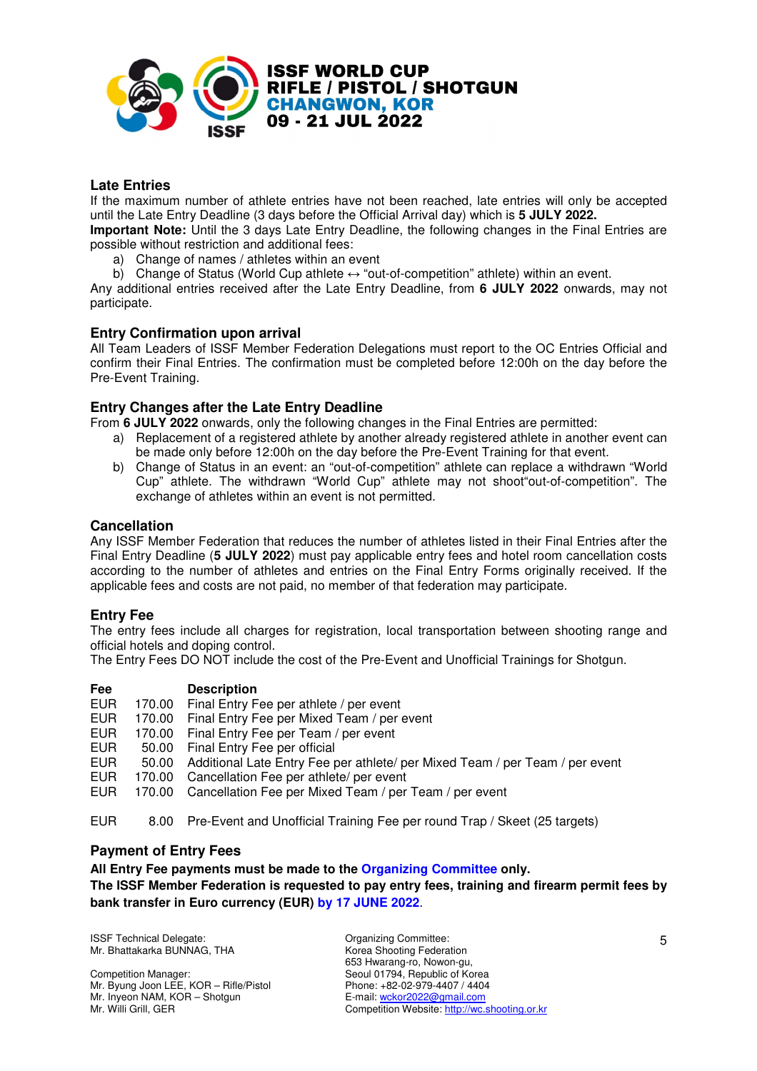## Late Entries

If the maximum number of athlete entries have not been reached, late entries will only be accepted until the Late Entry Deadline (3 days before the Official Arrival day) which is **5 JULY 2022.**

**Important Note:** Until the 3 days Late Entry Deadline, the following changes in the Final Entries are possible without restriction and additional fees:

a) Change of names / athletes within an event
b) Change of Status (World Cup athlete ↔ "out-of-competition" athlete) within an event.

Any additional entries received after the Late Entry Deadline, from **6 JULY 2022** onwards, may not participate.

## Entry Confirmation upon arrival

All Team Leaders of ISSF Member Federation Delegations must report to the OC Entries Official and confirm their Final Entries. The confirmation must be completed before 12:00h on the day before the Pre-Event Training.

## Entry Changes after the Late Entry Deadline

From **6 JULY 2022** onwards, only the following changes in the Final Entries are permitted:

a) Replacement of a registered athlete by another already registered athlete in another event can be made only before 12:00h on the day before the Pre-Event Training for that event.
b) Change of Status in an event: an "out-of-competition" athlete can replace a withdrawn "World Cup" athlete. The withdrawn "World Cup" athlete may not shoot"out-of-competition". The exchange of athletes within an event is not permitted.

## Cancellation

Any ISSF Member Federation that reduces the number of athletes listed in their Final Entries after the Final Entry Deadline (**5 JULY 2022**) must pay applicable entry fees and hotel room cancellation costs according to the number of athletes and entries on the Final Entry Forms originally received. If the applicable fees and costs are not paid, no member of that federation may participate.

## Entry Fee

The entry fees include all charges for registration, local transportation between shooting range and official hotels and doping control.

The Entry Fees DO NOT include the cost of the Pre-Event and Unofficial Trainings for Shotgun.

| Fee | | Description |
|---|---|---|
| EUR | 170.00 | Final Entry Fee per athlete / per event |
| EUR | 170.00 | Final Entry Fee per Mixed Team / per event |
| EUR | 170.00 | Final Entry Fee per Team / per event |
| EUR | 50.00 | Final Entry Fee per official |
| EUR | 50.00 | Additional Late Entry Fee per athlete/ per Mixed Team / per Team / per event |
| EUR | 170.00 | Cancellation Fee per athlete/ per event |
| EUR | 170.00 | Cancellation Fee per Mixed Team / per Team / per event |
| | | |
| EUR | 8.00 | Pre-Event and Unofficial Training Fee per round Trap / Skeet (25 targets) |

## Payment of Entry Fees

**All Entry Fee payments must be made to the Organizing Committee only.**

**The ISSF Member Federation is requested to pay entry fees, training and firearm permit fees by bank transfer in Euro currency (EUR) by 17 JUNE 2022.**

ISSF Technical Delegate:
Mr. Bhattakarka BUNNAG, THA

Competition Manager:
Mr. Byung Joon LEE, KOR – Rifle/Pistol
Mr. Inyeon NAM, KOR – Shotgun
Mr. Willi Grill, GER

Organizing Committee:
Korea Shooting Federation
653 Hwarang-ro, Nowon-gu,
Seoul 01794, Republic of Korea
Phone: +82-02-979-4407 / 4404
E-mail: wckor2022@gmail.com
Competition Website: http://wc.shooting.or.kr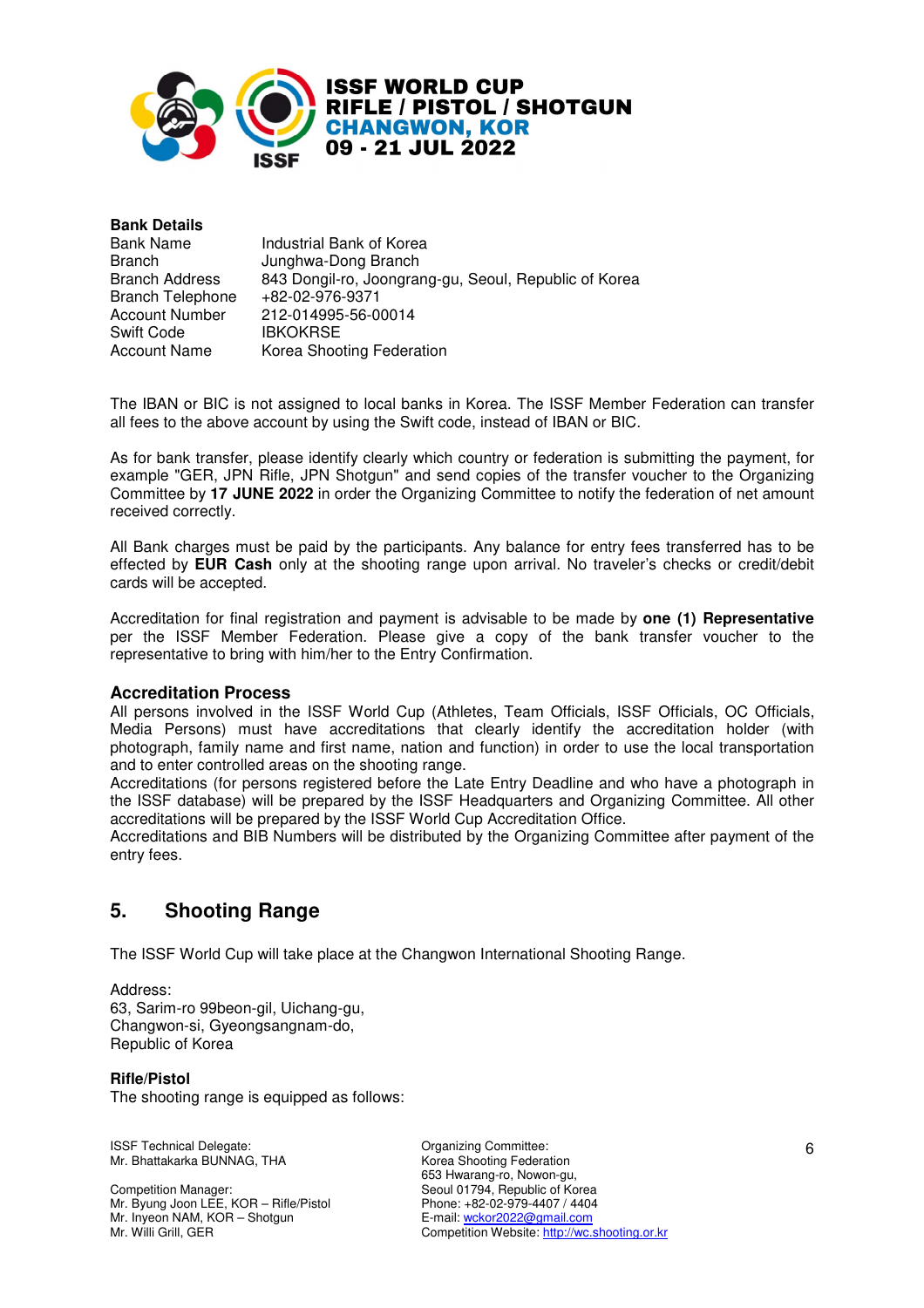**Bank Details**

| | |
|---|---|
| Bank Name | Industrial Bank of Korea |
| Branch | Junghwa-Dong Branch |
| Branch Address | 843 Dongil-ro, Joongrang-gu, Seoul, Republic of Korea |
| Branch Telephone | +82-02-976-9371 |
| Account Number | 212-014995-56-00014 |
| Swift Code | IBKOKRSE |
| Account Name | Korea Shooting Federation |

The IBAN or BIC is not assigned to local banks in Korea. The ISSF Member Federation can transfer all fees to the above account by using the Swift code, instead of IBAN or BIC.

As for bank transfer, please identify clearly which country or federation is submitting the payment, for example "GER, JPN Rifle, JPN Shotgun" and send copies of the transfer voucher to the Organizing Committee by **17 JUNE 2022** in order the Organizing Committee to notify the federation of net amount received correctly.

All Bank charges must be paid by the participants. Any balance for entry fees transferred has to be effected by **EUR Cash** only at the shooting range upon arrival. No traveler's checks or credit/debit cards will be accepted.

Accreditation for final registration and payment is advisable to be made by **one (1) Representative** per the ISSF Member Federation. Please give a copy of the bank transfer voucher to the representative to bring with him/her to the Entry Confirmation.

**Accreditation Process**

All persons involved in the ISSF World Cup (Athletes, Team Officials, ISSF Officials, OC Officials, Media Persons) must have accreditations that clearly identify the accreditation holder (with photograph, family name and first name, nation and function) in order to use the local transportation and to enter controlled areas on the shooting range.
Accreditations (for persons registered before the Late Entry Deadline and who have a photograph in the ISSF database) will be prepared by the ISSF Headquarters and Organizing Committee. All other accreditations will be prepared by the ISSF World Cup Accreditation Office.
Accreditations and BIB Numbers will be distributed by the Organizing Committee after payment of the entry fees.

## 5. Shooting Range

The ISSF World Cup will take place at the Changwon International Shooting Range.

Address:
63, Sarim-ro 99beon-gil, Uichang-gu,
Changwon-si, Gyeongsangnam-do,
Republic of Korea

**Rifle/Pistol**

The shooting range is equipped as follows: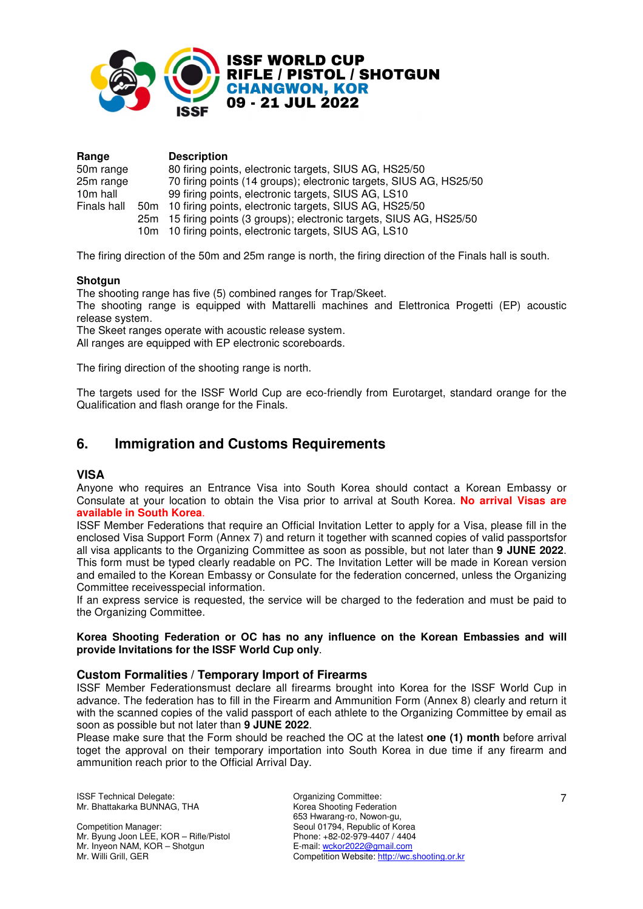| Range | | Description |
|---|---|---|
| 50m range | | 80 firing points, electronic targets, SIUS AG, HS25/50 |
| 25m range | | 70 firing points (14 groups); electronic targets, SIUS AG, HS25/50 |
| 10m hall | | 99 firing points, electronic targets, SIUS AG, LS10 |
| Finals hall | 50m | 10 firing points, electronic targets, SIUS AG, HS25/50 |
| | 25m | 15 firing points (3 groups); electronic targets, SIUS AG, HS25/50 |
| | 10m | 10 firing points, electronic targets, SIUS AG, LS10 |

The firing direction of the 50m and 25m range is north, the firing direction of the Finals hall is south.

**Shotgun**

The shooting range has five (5) combined ranges for Trap/Skeet.
The shooting range is equipped with Mattarelli machines and Elettronica Progetti (EP) acoustic release system.
The Skeet ranges operate with acoustic release system.
All ranges are equipped with EP electronic scoreboards.

The firing direction of the shooting range is north.

The targets used for the ISSF World Cup are eco-friendly from Eurotarget, standard orange for the Qualification and flash orange for the Finals.

## 6. Immigration and Customs Requirements

### VISA

Anyone who requires an Entrance Visa into South Korea should contact a Korean Embassy or Consulate at your location to obtain the Visa prior to arrival at South Korea. **No arrival Visas are available in South Korea**.
ISSF Member Federations that require an Official Invitation Letter to apply for a Visa, please fill in the enclosed Visa Support Form (Annex 7) and return it together with scanned copies of valid passportsfor all visa applicants to the Organizing Committee as soon as possible, but not later than **9 JUNE 2022**. This form must be typed clearly readable on PC. The Invitation Letter will be made in Korean version and emailed to the Korean Embassy or Consulate for the federation concerned, unless the Organizing Committee receivesspecial information.
If an express service is requested, the service will be charged to the federation and must be paid to the Organizing Committee.

**Korea Shooting Federation or OC has no any influence on the Korean Embassies and will provide Invitations for the ISSF World Cup only**.

### Custom Formalities / Temporary Import of Firearms

ISSF Member Federationsmust declare all firearms brought into Korea for the ISSF World Cup in advance. The federation has to fill in the Firearm and Ammunition Form (Annex 8) clearly and return it with the scanned copies of the valid passport of each athlete to the Organizing Committee by email as soon as possible but not later than **9 JUNE 2022**.
Please make sure that the Form should be reached the OC at the latest **one (1) month** before arrival toget the approval on their temporary importation into South Korea in due time if any firearm and ammunition reach prior to the Official Arrival Day.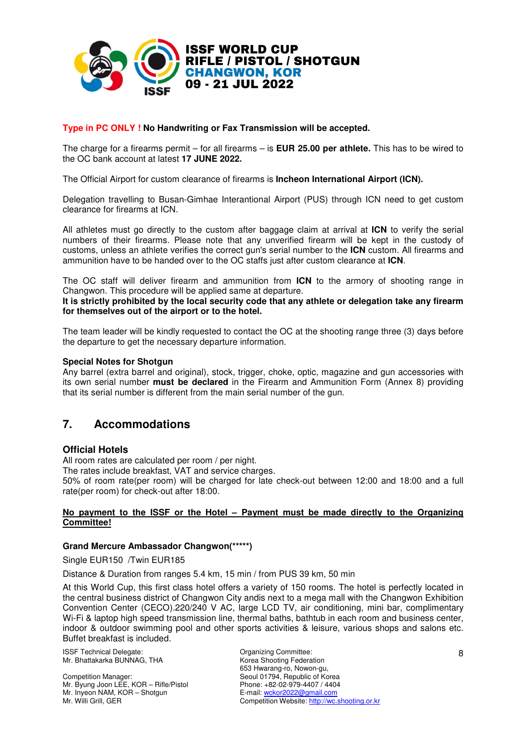**Type in PC ONLY ! No Handwriting or Fax Transmission will be accepted.**

The charge for a firearms permit – for all firearms – is **EUR 25.00 per athlete.** This has to be wired to the OC bank account at latest **17 JUNE 2022.**

The Official Airport for custom clearance of firearms is **Incheon International Airport (ICN).**

Delegation travelling to Busan-Gimhae Interantional Airport (PUS) through ICN need to get custom clearance for firearms at ICN.

All athletes must go directly to the custom after baggage claim at arrival at **ICN** to verify the serial numbers of their firearms. Please note that any unverified firearm will be kept in the custody of customs, unless an athlete verifies the correct gun's serial number to the **ICN** custom. All firearms and ammunition have to be handed over to the OC staffs just after custom clearance at **ICN**.

The OC staff will deliver firearm and ammunition from **ICN** to the armory of shooting range in Changwon. This procedure will be applied same at departure.
**It is strictly prohibited by the local security code that any athlete or delegation take any firearm for themselves out of the airport or to the hotel.**

The team leader will be kindly requested to contact the OC at the shooting range three (3) days before the departure to get the necessary departure information.

**Special Notes for Shotgun**
Any barrel (extra barrel and original), stock, trigger, choke, optic, magazine and gun accessories with its own serial number **must be declared** in the Firearm and Ammunition Form (Annex 8) providing that its serial number is different from the main serial number of the gun.

## 7. Accommodations

### Official Hotels

All room rates are calculated per room / per night.
The rates include breakfast, VAT and service charges.
50% of room rate(per room) will be charged for late check-out between 12:00 and 18:00 and a full rate(per room) for check-out after 18:00.

**No payment to the ISSF or the Hotel – Payment must be made directly to the Organizing Committee!**

**Grand Mercure Ambassador Changwon(*****)**

Single EUR150 /Twin EUR185

Distance & Duration from ranges 5.4 km, 15 min / from PUS 39 km, 50 min

At this World Cup, this first class hotel offers a variety of 150 rooms. The hotel is perfectly located in the central business district of Changwon City andis next to a mega mall with the Changwon Exhibition Convention Center (CECO).220/240 V AC, large LCD TV, air conditioning, mini bar, complimentary Wi-Fi & laptop high speed transmission line, thermal baths, bathtub in each room and business center, indoor & outdoor swimming pool and other sports activities & leisure, various shops and salons etc. Buffet breakfast is included.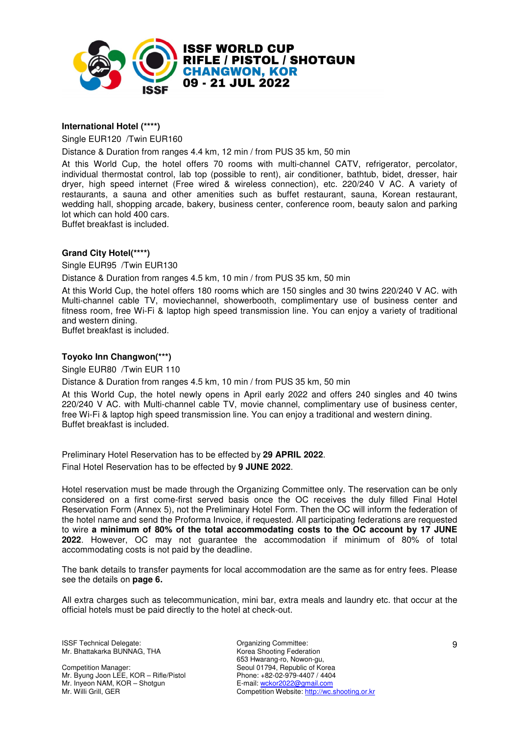**International Hotel (\*\*\*\*)**

Single EUR120 /Twin EUR160

Distance & Duration from ranges 4.4 km, 12 min / from PUS 35 km, 50 min

At this World Cup, the hotel offers 70 rooms with multi-channel CATV, refrigerator, percolator, individual thermostat control, lab top (possible to rent), air conditioner, bathtub, bidet, dresser, hair dryer, high speed internet (Free wired & wireless connection), etc. 220/240 V AC. A variety of restaurants, a sauna and other amenities such as buffet restaurant, sauna, Korean restaurant, wedding hall, shopping arcade, bakery, business center, conference room, beauty salon and parking lot which can hold 400 cars.
Buffet breakfast is included.

**Grand City Hotel(\*\*\*\*)**

Single EUR95 /Twin EUR130

Distance & Duration from ranges 4.5 km, 10 min / from PUS 35 km, 50 min

At this World Cup, the hotel offers 180 rooms which are 150 singles and 30 twins 220/240 V AC. with Multi-channel cable TV, moviechannel, showerbooth, complimentary use of business center and fitness room, free Wi-Fi & laptop high speed transmission line. You can enjoy a variety of traditional and western dining.
Buffet breakfast is included.

**Toyoko Inn Changwon(\*\*\*)**

Single EUR80 /Twin EUR 110

Distance & Duration from ranges 4.5 km, 10 min / from PUS 35 km, 50 min

At this World Cup, the hotel newly opens in April early 2022 and offers 240 singles and 40 twins 220/240 V AC. with Multi-channel cable TV, movie channel, complimentary use of business center, free Wi-Fi & laptop high speed transmission line. You can enjoy a traditional and western dining.
Buffet breakfast is included.

Preliminary Hotel Reservation has to be effected by **29 APRIL 2022**.
Final Hotel Reservation has to be effected by **9 JUNE 2022**.

Hotel reservation must be made through the Organizing Committee only. The reservation can be only considered on a first come-first served basis once the OC receives the duly filled Final Hotel Reservation Form (Annex 5), not the Preliminary Hotel Form. Then the OC will inform the federation of the hotel name and send the Proforma Invoice, if requested. All participating federations are requested to wire **a minimum of 80% of the total accommodating costs to the OC account by 17 JUNE 2022**. However, OC may not guarantee the accommodation if minimum of 80% of total accommodating costs is not paid by the deadline.

The bank details to transfer payments for local accommodation are the same as for entry fees. Please see the details on **page 6.**

All extra charges such as telecommunication, mini bar, extra meals and laundry etc. that occur at the official hotels must be paid directly to the hotel at check-out.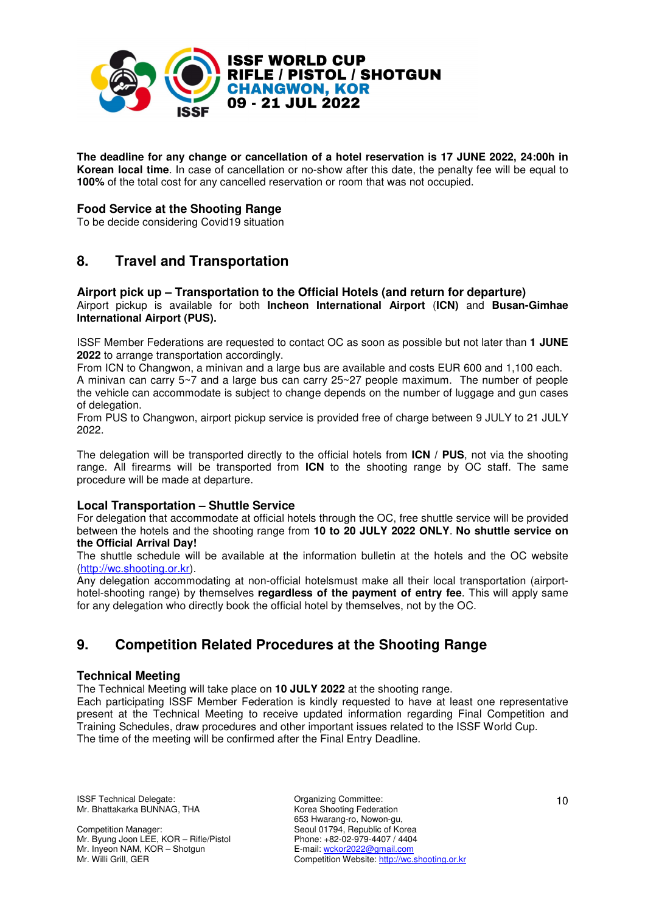**The deadline for any change or cancellation of a hotel reservation is 17 JUNE 2022, 24:00h in Korean local time**. In case of cancellation or no-show after this date, the penalty fee will be equal to **100%** of the total cost for any cancelled reservation or room that was not occupied.

### Food Service at the Shooting Range

To be decide considering Covid19 situation

## 8. Travel and Transportation

### Airport pick up – Transportation to the Official Hotels (and return for departure)

Airport pickup is available for both **Incheon International Airport** (**ICN**) and **Busan-Gimhae International Airport (PUS).**

ISSF Member Federations are requested to contact OC as soon as possible but not later than **1 JUNE 2022** to arrange transportation accordingly.
From ICN to Changwon, a minivan and a large bus are available and costs EUR 600 and 1,100 each. A minivan can carry 5~7 and a large bus can carry 25~27 people maximum. The number of people the vehicle can accommodate is subject to change depends on the number of luggage and gun cases of delegation.
From PUS to Changwon, airport pickup service is provided free of charge between 9 JULY to 21 JULY 2022.

The delegation will be transported directly to the official hotels from **ICN** / **PUS**, not via the shooting range. All firearms will be transported from **ICN** to the shooting range by OC staff. The same procedure will be made at departure.

### Local Transportation – Shuttle Service

For delegation that accommodate at official hotels through the OC, free shuttle service will be provided between the hotels and the shooting range from **10 to 20 JULY 2022 ONLY**. **No shuttle service on the Official Arrival Day!**
The shuttle schedule will be available at the information bulletin at the hotels and the OC website (http://wc.shooting.or.kr).
Any delegation accommodating at non-official hotelsmust make all their local transportation (airport-hotel-shooting range) by themselves **regardless of the payment of entry fee**. This will apply same for any delegation who directly book the official hotel by themselves, not by the OC.

## 9. Competition Related Procedures at the Shooting Range

### Technical Meeting

The Technical Meeting will take place on **10 JULY 2022** at the shooting range.
Each participating ISSF Member Federation is kindly requested to have at least one representative present at the Technical Meeting to receive updated information regarding Final Competition and Training Schedules, draw procedures and other important issues related to the ISSF World Cup.
The time of the meeting will be confirmed after the Final Entry Deadline.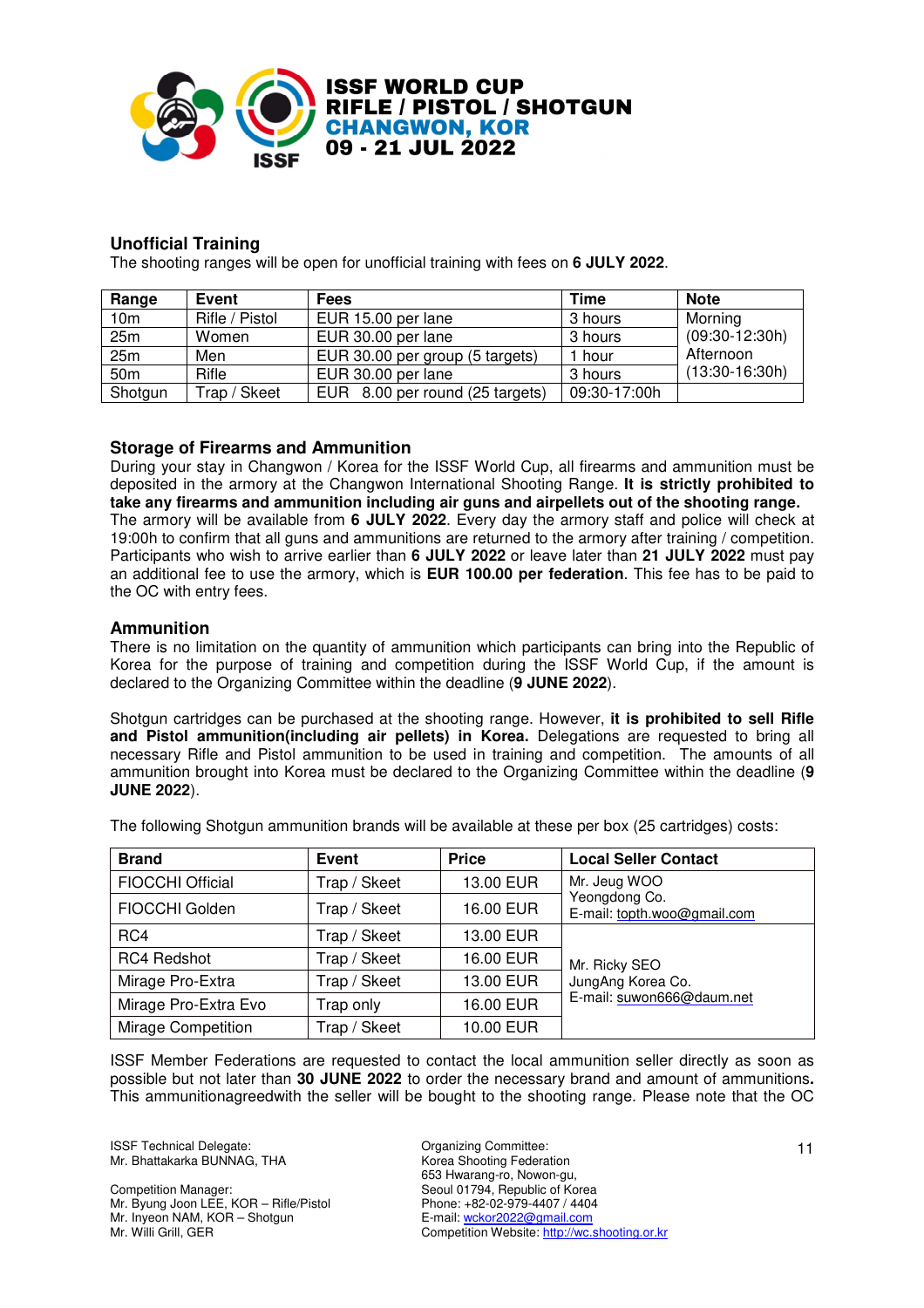## Unofficial Training

The shooting ranges will be open for unofficial training with fees on **6 JULY 2022**.

| Range | Event | Fees | Time | Note |
|---|---|---|---|---|
| 10m | Rifle / Pistol | EUR 15.00 per lane | 3 hours | Morning (09:30-12:30h) Afternoon (13:30-16:30h) |
| 25m | Women | EUR 30.00 per lane | 3 hours | |
| 25m | Men | EUR 30.00 per group (5 targets) | 1 hour | |
| 50m | Rifle | EUR 30.00 per lane | 3 hours | |
| Shotgun | Trap / Skeet | EUR 8.00 per round (25 targets) | 09:30-17:00h | |

## Storage of Firearms and Ammunition

During your stay in Changwon / Korea for the ISSF World Cup, all firearms and ammunition must be deposited in the armory at the Changwon International Shooting Range. **It is strictly prohibited to take any firearms and ammunition including air guns and airpellets out of the shooting range.** The armory will be available from **6 JULY 2022**. Every day the armory staff and police will check at 19:00h to confirm that all guns and ammunitions are returned to the armory after training / competition. Participants who wish to arrive earlier than **6 JULY 2022** or leave later than **21 JULY 2022** must pay an additional fee to use the armory, which is **EUR 100.00 per federation**. This fee has to be paid to the OC with entry fees.

## Ammunition

There is no limitation on the quantity of ammunition which participants can bring into the Republic of Korea for the purpose of training and competition during the ISSF World Cup, if the amount is declared to the Organizing Committee within the deadline (**9 JUNE 2022**).

Shotgun cartridges can be purchased at the shooting range. However, **it is prohibited to sell Rifle and Pistol ammunition(including air pellets) in Korea.** Delegations are requested to bring all necessary Rifle and Pistol ammunition to be used in training and competition. The amounts of all ammunition brought into Korea must be declared to the Organizing Committee within the deadline (**9 JUNE 2022**).

The following Shotgun ammunition brands will be available at these per box (25 cartridges) costs:

| Brand | Event | Price | Local Seller Contact |
|---|---|---|---|
| FIOCCHI Official | Trap / Skeet | 13.00 EUR | Mr. Jeug WOO Yeongdong Co. E-mail: topth.woo@gmail.com |
| FIOCCHI Golden | Trap / Skeet | 16.00 EUR | |
| RC4 | Trap / Skeet | 13.00 EUR | Mr. Ricky SEO JungAng Korea Co. E-mail: suwon666@daum.net |
| RC4 Redshot | Trap / Skeet | 16.00 EUR | |
| Mirage Pro-Extra | Trap / Skeet | 13.00 EUR | |
| Mirage Pro-Extra Evo | Trap only | 16.00 EUR | |
| Mirage Competition | Trap / Skeet | 10.00 EUR | |

ISSF Member Federations are requested to contact the local ammunition seller directly as soon as possible but not later than **30 JUNE 2022** to order the necessary brand and amount of ammunitions**.** This ammunitionagreedwith the seller will be bought to the shooting range. Please note that the OC

ISSF Technical Delegate:
Mr. Bhattakarka BUNNAG, THA

Competition Manager:
Mr. Byung Joon LEE, KOR – Rifle/Pistol
Mr. Inyeon NAM, KOR – Shotgun
Mr. Willi Grill, GER

Organizing Committee:
Korea Shooting Federation
653 Hwarang-ro, Nowon-gu,
Seoul 01794, Republic of Korea
Phone: +82-02-979-4407 / 4404
E-mail: wckor2022@gmail.com
Competition Website: http://wc.shooting.or.kr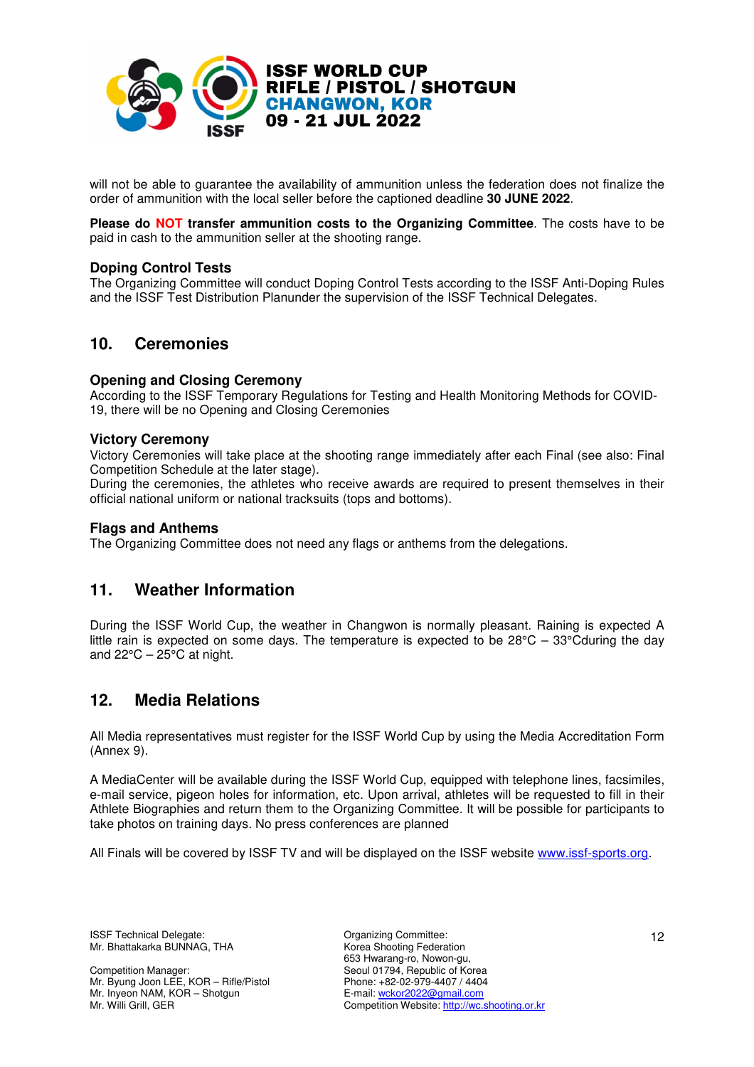will not be able to guarantee the availability of ammunition unless the federation does not finalize the order of ammunition with the local seller before the captioned deadline **30 JUNE 2022**.

**Please do NOT transfer ammunition costs to the Organizing Committee**. The costs have to be paid in cash to the ammunition seller at the shooting range.

### Doping Control Tests

The Organizing Committee will conduct Doping Control Tests according to the ISSF Anti-Doping Rules and the ISSF Test Distribution Planunder the supervision of the ISSF Technical Delegates.

## 10. Ceremonies

### Opening and Closing Ceremony

According to the ISSF Temporary Regulations for Testing and Health Monitoring Methods for COVID-19, there will be no Opening and Closing Ceremonies

### Victory Ceremony

Victory Ceremonies will take place at the shooting range immediately after each Final (see also: Final Competition Schedule at the later stage).

During the ceremonies, the athletes who receive awards are required to present themselves in their official national uniform or national tracksuits (tops and bottoms).

### Flags and Anthems

The Organizing Committee does not need any flags or anthems from the delegations.

## 11. Weather Information

During the ISSF World Cup, the weather in Changwon is normally pleasant. Raining is expected A little rain is expected on some days. The temperature is expected to be 28°C – 33°Cduring the day and 22°C – 25°C at night.

## 12. Media Relations

All Media representatives must register for the ISSF World Cup by using the Media Accreditation Form (Annex 9).

A MediaCenter will be available during the ISSF World Cup, equipped with telephone lines, facsimiles, e-mail service, pigeon holes for information, etc. Upon arrival, athletes will be requested to fill in their Athlete Biographies and return them to the Organizing Committee. It will be possible for participants to take photos on training days. No press conferences are planned

All Finals will be covered by ISSF TV and will be displayed on the ISSF website [www.issf-sports.org](http://www.issf-sports.org).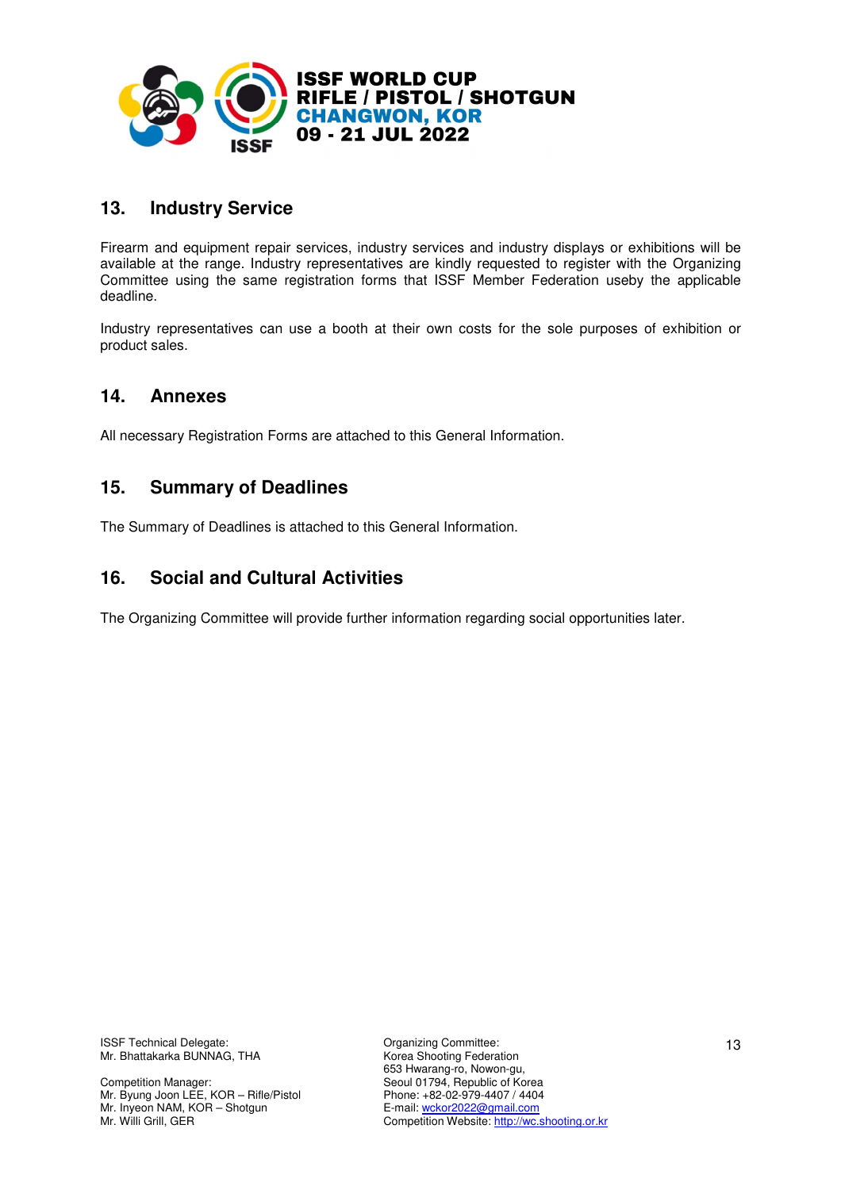## 13. Industry Service

Firearm and equipment repair services, industry services and industry displays or exhibitions will be available at the range. Industry representatives are kindly requested to register with the Organizing Committee using the same registration forms that ISSF Member Federation useby the applicable deadline.

Industry representatives can use a booth at their own costs for the sole purposes of exhibition or product sales.

## 14. Annexes

All necessary Registration Forms are attached to this General Information.

## 15. Summary of Deadlines

The Summary of Deadlines is attached to this General Information.

## 16. Social and Cultural Activities

The Organizing Committee will provide further information regarding social opportunities later.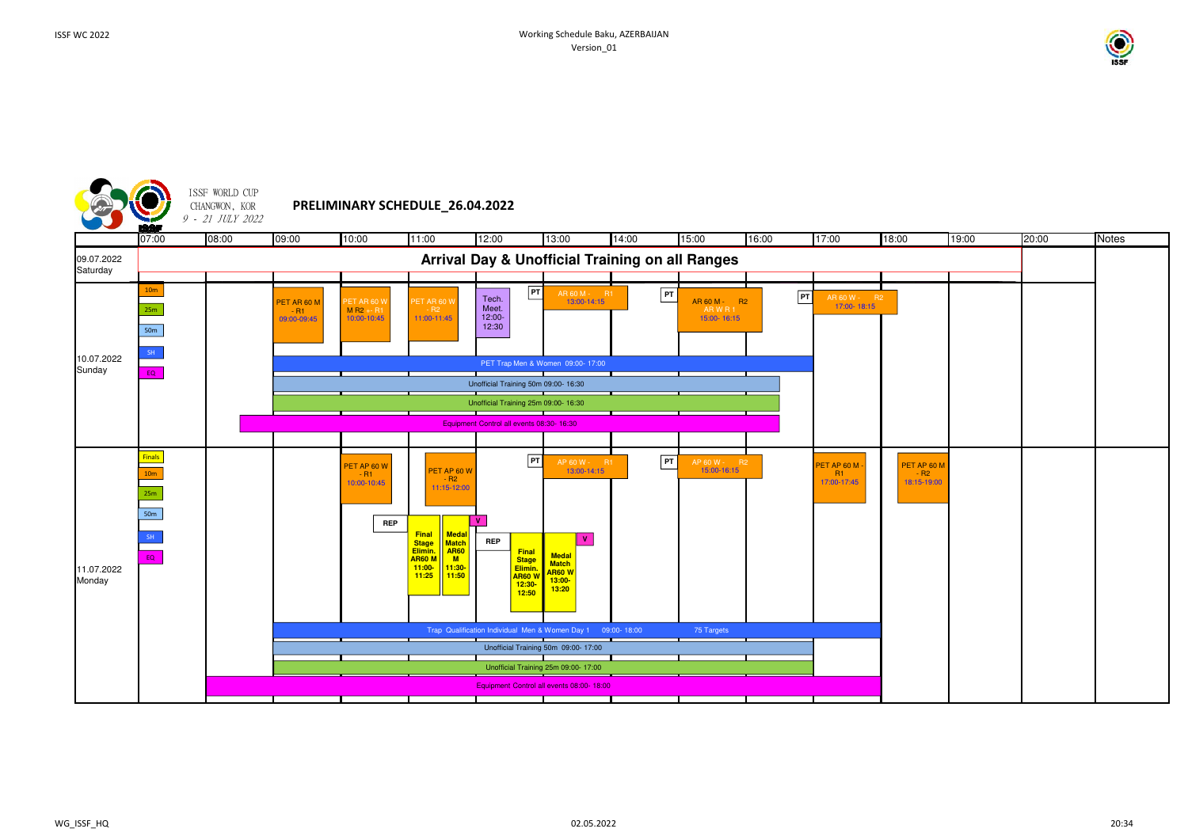ISSF WORLD CUP
CHANGWON, KOR
*9 - 21 JULY 2022*

## PRELIMINARY SCHEDULE_26.04.2022

| | | 07:00 | 08:00 | 09:00 | 10:00 | 11:00 | 12:00 | 13:00 | 14:00 | 15:00 | 16:00 | 17:00 | 18:00 | 19:00 | 20:00 | Notes |
|---|---|---|---|---|---|---|---|---|---|---|---|---|---|---|---|---|
| 09.07.2022 Saturday | | Arrival Day & Unofficial Training on all Ranges | | | | | | | | | | | | | | |
| 10.07.2022 Sunday | 10m | | | PET AR 60 M - R1 09:00-09:45 | PET AR 60 W M R2 -- R1 10:00-10:45 | PET AR 60 W - R2 11:00-11:45 | Tech. Meet. 12:00-12:30 | PT; AR 60 M - R1 13:00-14:15 | PT | AR 60 M - R2 AR W R 1 15:00- 16:15 | | PT; AR 60 W - R2 17:00- 18:15 | | | | |
| | SH | | | PET Trap Men & Women 09:00- 17:00 | | | | | | | | | | | | |
| | 50m | | | Unofficial Training 50m 09:00- 16:30 | | | | | | | | | | | | |
| | 25m | | | Unofficial Training 25m 09:00- 16:30 | | | | | | | | | | | | |
| | EQ | | Equipment Control all events 08:30- 18:30 | | | | | | | | | | | | | |
| 11.07.2022 Monday | 10m | | | | PET AP 60 W - R1 10:00-10:45 | PET AP 60 W - R2 11:15-12:00 | | PT; AP 60 W - R1 13:00-14:15 | PT | AP 60 W - R2 15:00-16:15 | | PET AP 60 M - R1 17:00-17:45 | PET AP 60 M - R2 18:15-19:00 | | | |
| | Finals | | | | REP | Final Stage Elimin. AR60 M 11:00-11:25; Medal Match AR60 M 11:30-11:50 | V; REP | Final Stage Elimin. AR60 W 12:30-12:50; Medal Match AR60 W 13:00-13:20; V | | | | | | | | |
| | SH | | | Trap Qualification Individual Men & Women Day 1 09:00- 18:00 75 Targets | | | | | | | | | | | | |
| | 50m | | | Unofficial Training 50m 09:00- 17:00 | | | | | | | | | | | | |
| | 25m | | | Unofficial Training 25m 09:00- 17:00 | | | | | | | | | | | | |
| | EQ | | Equipment Control all events 08:00- 18:00 | | | | | | | | | | | | | |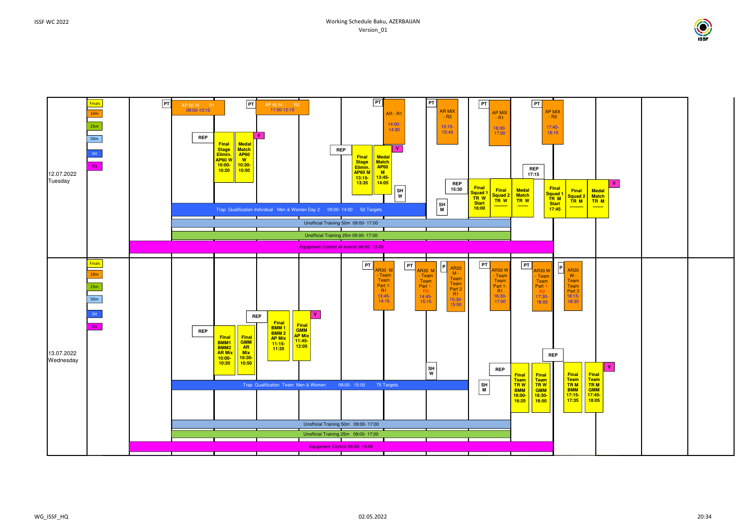ISSF WC 2022

Working Schedule Baku, AZERBAIJAN
Version_01

## 12.07.2022 Tuesday

Legend: Finals, 10m, 25m, 50m, SH, EQ

- PT — AP 60 M - R1, 09:00-10:15
- PT — AP 60 M - R2, 11:00-12:15
- REP — Final Stage Elimin. AP60 W 10:00-10:20 — Medal Match AP60 W 10:30-10:50 — V
- REP — Final Stage Elimin. AP60 M 13:15-13:35 — Medal Match AP60 M 13:45-14:05 — V
- PT — AR - R1, 14:00-14:30
- PT — AR MIX - R2, 15:15-15:45
- PT — AP MIX - R1, 16:30-17:00
- PT — AP MIX - R2, 17:45-18:15
- SH W
- SH M
- REP 15:30 — Final Squad 1 TR W Start 16:00 — Final Squad 2 TR W --------- — Medal Match TR W -------
- REP 17:15 — Final Squad 1 TR M Start 17:45 — Final Squad 2 TR M --------- — Medal Match TR M ------- — V
- Trap Qualification Individual Men & Women Day 2 09:00- 14:00 50 Targets
- Unofficial Training 50m 09:00- 17:00
- Unofficial Training 25m 09:00- 17:00
- Equipment Control all events 08:00- 18:00

## 13.07.2022 Wednesday

Legend: Finals, 10m, 25m, 50m, SH, EQ

- PT — AR30 M - Team Team Part 1- R1 13:45-14:15
- PT — AR30 M - Team Team Part 1- R2 14:45-15:15
- P — AR20 M - Team Team Part 2 R1 15:30-15:50
- PT — AR30 W - Team Team Part 1- R1 16:30-17:00
- PT — AR30 W - Team Team Part 1- R2 17:30-18:00
- P — AR20 W - Team Team Part 2 R1 18:15-18:35
- REP — Final BMM1 BMM2 AR Mix 10:00-10:20 — Final GMM AR Mix 10:30-10:50
- REP — Final BMM 1 BMM 2 AP Mix 11:15-11:35 — Final GMM AP Mix 11:45-12:05 — V
- SH W
- SH M
- REP — Final Team TR W BMM 16:00-16:20 — Final Team TR W GMM 16:30-16:50
- REP — Final Team TR M BMM 17:15-17:35 — Final Team TR M GMM 17:45-18:05 — V
- Trap Qualification Team Men & Women 09:00- 15:00 75 Targets
- Unofficial Training 50m 09:00- 17:00
- Unofficial Training 25m 09:00- 17:00
- Equipment Control 09:00- 18:00

WG_ISSF_HQ 02.05.2022 20:34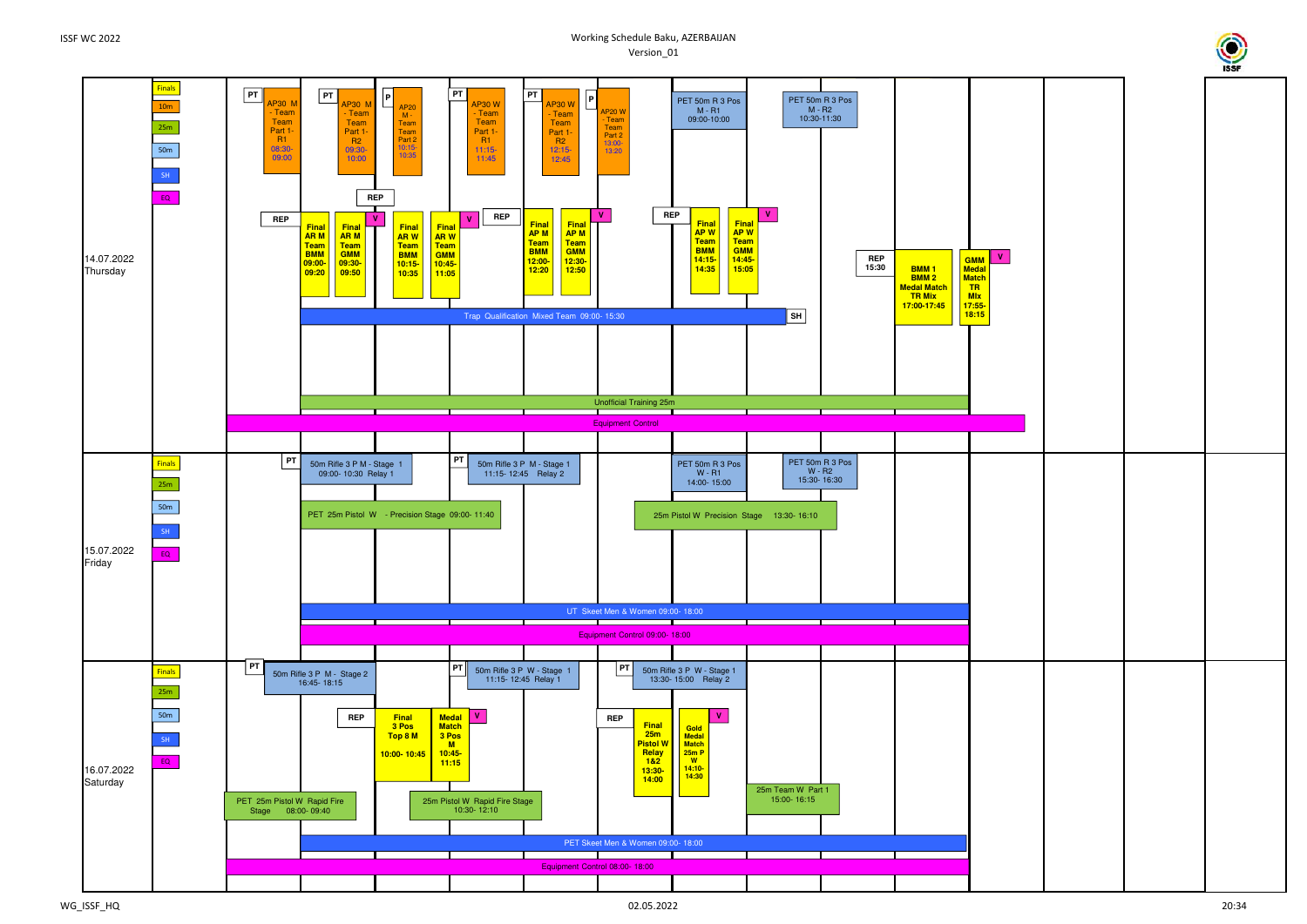ISSF WC 2022

Working Schedule Baku, AZERBAIJAN
Version_01

Legend: Finals, 10m, 25m, 50m, SH, EQ

## 14.07.2022 Thursday

- PT — AP30 M - Team Team Part 1- R1 08:30-09:00
- PT — AP30 M - Team Team Part 1- R2 09:30-10:00
- P — AP20 M - Team Team Part 2 10:15-10:35
- PT — AP30 W - Team Team Part 1- R1 11:15-11:45
- PT — AP30 W - Team Team Part 1- R2 12:15-12:45
- P — AP20 W - Team Team Part 2 13:00-13:20
- PET 50m R 3 Pos M - R1 09:00-10:00
- PET 50m R 3 Pos M - R2 10:30-11:30
- REP — Final AR M Team BMM 09:00-09:20
- Final AR M Team GMM 09:30-09:50 — V
- REP
- Final AR W Team BMM 10:15-10:35
- Final AR W Team GMM 10:45-11:05 — V
- REP — Final AP M Team BMM 12:00-12:20
- Final AP M Team GMM 12:30-12:50 — V
- REP — Final AP W Team BMM 14:15-14:35
- Final AP W Team GMM 14:45-15:05 — V
- REP 15:30 — BMM 1 BMM 2 Medal Match TR Mix 17:00-17:45
- GMM Medal Match TR Mix 17:55-18:15 — V
- Trap Qualification Mixed Team 09:00- 15:30 — SH
- Unofficial Training 25m
- Equipment Control

## 15.07.2022 Friday

- PT — 50m Rifle 3 P M - Stage 1 09:00- 10:30 Relay 1
- PT — 50m Rifle 3 P M - Stage 1 11:15- 12:45 Relay 2
- PET 50m R 3 Pos W - R1 14:00- 15:00
- PET 50m R 3 Pos W - R2 15:30- 16:30
- PET 25m Pistol W - Precision Stage 09:00- 11:40
- 25m Pistol W Precision Stage 13:30- 16:10
- UT Skeet Men & Women 09:00- 18:00
- Equipment Control 09:00- 18:00

## 16.07.2022 Saturday

- PT — 50m Rifle 3 P M - Stage 2 16:45- 18:15
- PT — 50m Rifle 3 P W - Stage 1 11:15- 12:45 Relay 1
- PT — 50m Rifle 3 P W - Stage 1 13:30- 15:00 Relay 2
- REP — Final 3 Pos Top 8 M 10:00- 10:45
- Medal Match 3 Pos M 10:45-11:15 — V
- REP — Final 25m Pistol W Relay 1&2 13:30-14:00
- Gold Medal Match 25m P W 14:10-14:30 — V
- 25m Team W Part 1 15:00- 16:15
- PET 25m Pistol W Rapid Fire Stage 08:00- 09:40
- 25m Pistol W Rapid Fire Stage 10:30- 12:10
- PET Skeet Men & Women 09:00- 18:00
- Equipment Control 08:00- 18:00

WG_ISSF_HQ — 02.05.2022 — 20:34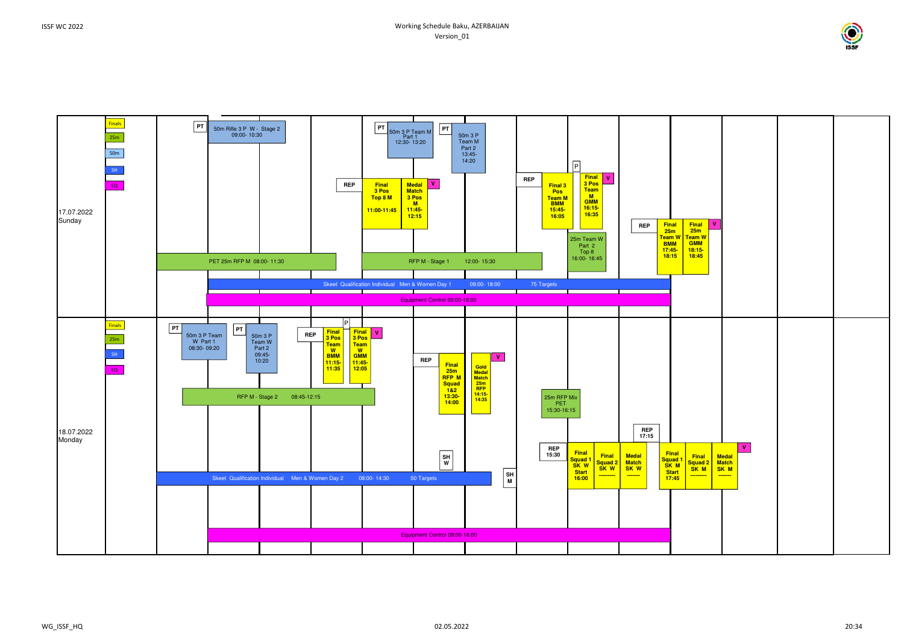# Working Schedule Baku, AZERBAIJAN

Version_01

ISSF WC 2022

**Legend:** Finals | 25m | 50m | SH | EQ

## 17.07.2022 Sunday

- PT — 50m Rifle 3 P W - Stage 2, 09:00- 10:30
- PT — 50m 3 P Team M Part 1, 12:30- 13:20
- PT — 50m 3 P Team M Part 2, 13:45- 14:20
- REP — Final 3 Pos Top 8 M, 11:00-11:45
- Medal Match 3 Pos M, 11:45- 12:15 (V)
- REP — Final 3 Pos Team M BMM, 15:45- 16:05
- P — Final 3 Pos Team M GMM, 16:15- 16:35 (V)
- 25m Team W Part 2 Top 8, 16:00- 16:45
- REP — Final 25m Team W BMM, 17:45- 18:15
- Final 25m Team W GMM, 18:15- 18:45 (V)
- PET 25m RFP M 08:00- 11:30
- RFP M - Stage 1, 12:00- 15:30
- Skeet Qualification Individual Men & Women Day 1, 09:00- 18:00, 75 Targets
- Equipment Control 09:00-18:00

## 18.07.2022 Monday

- PT — 50m 3 P Team W Part 1, 08:30- 09:20
- PT — 50m 3 P Team W Part 2, 09:45- 10:20
- REP — Final 3 Pos Team W BMM, 11:15- 11:35
- P — Final 3 Pos Team W GMM, 11:45- 12:05 (V)
- REP — Final 25m RFP M Squad 1&2, 13:30- 14:00
- Gold Medal Match 25m RFP, 14:15- 14:35 (V)
- RFP M - Stage 2, 08:45-12:15
- 25m RFP Mix PET, 15:30-16:15
- REP 15:30 — Final Squad 1 SK W Start 16:00
- Final Squad 2 SK W ---------
- Medal Match SK W -------
- REP 17:15 — Final Squad 1 SK M Start 17:45
- Final Squad 2 SK M ---------
- Medal Match SK M ------- (V)
- SH W
- SH M
- Skeet Qualification Individual Men & Women Day 2, 08:00- 14:30, 50 Targets
- Equipment Control 09:00-18:00

WG_ISSF_HQ 02.05.2022 20:34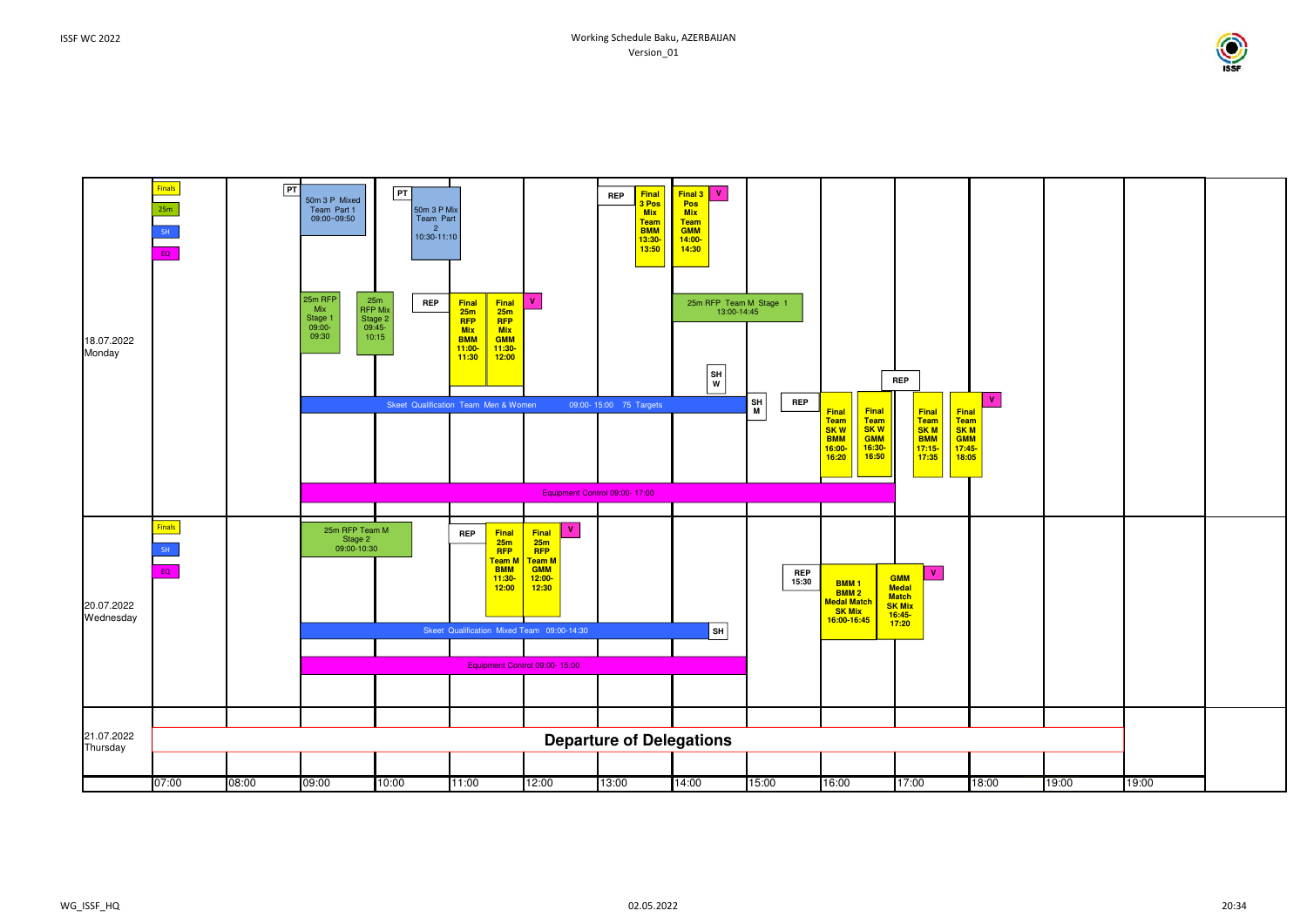ISSF WC 2022

Working Schedule Baku, AZERBAIJAN
Version_01

ISSF

Legend: Finals | 25m | SH | EQ

**18.07.2022 Monday**

- PT — 50m 3 P Mixed Team Part 1 09:00~09:50
- PT — 50m 3 P Mix Team Part 2 10:30-11:10
- REP — Final 3 Pos Mix Team BMM 13:30-13:50
- Final 3 Pos Mix Team GMM 14:00-14:30 — V
- 25m RFP Mix Stage 1 09:00-09:30
- 25m RFP Mix Stage 2 09:45-10:15
- REP — Final 25m RFP Mix BMM 11:00-11:30
- Final 25m RFP Mix GMM 11:30-12:00 — V
- 25m RFP Team M Stage 1 13:00-14:45
- Skeet Qualification Team Men & Women 09:00- 15:00 75 Targets
- SH W
- SH M
- REP — Final Team SK W BMM 16:00-16:20
- Final Team SK W GMM 16:30-16:50
- REP — Final Team SK M BMM 17:15-17:35
- Final Team SK M GMM 17:45-18:05 — V
- Equipment Control 09:00- 17:00

**20.07.2022 Wednesday**

- 25m RFP Team M Stage 2 09:00-10:30
- REP — Final 25m RFP Team M BMM 11:30-12:00
- Final 25m RFP Team M GMM 12:00-12:30 — V
- Skeet Qualification Mixed Team 09:00-14:30
- SH
- REP 15:30
- BMM 1 BMM 2 Medal Match SK Mix 16:00-16:45
- GMM Medal Match SK Mix 16:45-17:20 — V
- Equipment Control 09:00- 15:00

**21.07.2022 Thursday**

**Departure of Delegations**

07:00 | 08:00 | 09:00 | 10:00 | 11:00 | 12:00 | 13:00 | 14:00 | 15:00 | 16:00 | 17:00 | 18:00 | 19:00 | 19:00

WG_ISSF_HQ

02.05.2022

20:34